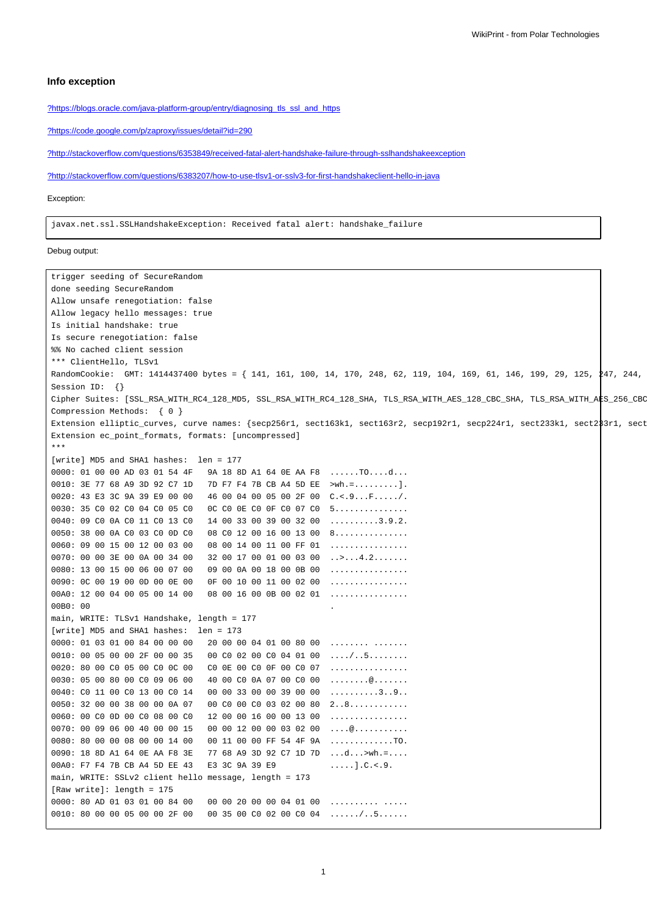## Info exception

[?https://blogs.oracle.com/java-platform-group/entry/diagnosing_tls_ssl_and_https](https://blogs.oracle.com/java-platform-group/entry/diagnosing_tls_ssl_and_https)

[?https://code.google.com/p/zaproxy/issues/detail?id=290](https://code.google.com/p/zaproxy/issues/detail?id=290)

[?http://stackoverflow.com/questions/6353849/received-fatal-alert-handshake-failure-through-sslhandshakeexception](http://stackoverflow.com/questions/6353849/received-fatal-alert-handshake-failure-through-sslhandshakeexception)

[?http://stackoverflow.com/questions/6383207/how-to-use-tlsv1-or-sslv3-for-first-handshakeclient-hello-in-java](http://stackoverflow.com/questions/6383207/how-to-use-tlsv1-or-sslv3-for-first-handshakeclient-hello-in-java)

Exception:

```
javax.net.ssl.SSLHandshakeException: Received fatal alert: handshake_failure
```

Debug output:

```
trigger seeding of SecureRandom
done seeding SecureRandom
Allow unsafe renegotiation: false
Allow legacy hello messages: true
Is initial handshake: true
Is secure renegotiation: false
%% No cached client session
*** ClientHello, TLSv1
RandomCookie:  GMT: 1414437400 bytes = { 141, 161, 100, 14, 170, 248, 62, 119, 104, 169, 61, 146, 199, 29, 125, 247, 244,
Session ID:  {}
Cipher Suites: [SSL_RSA_WITH_RC4_128_MD5, SSL_RSA_WITH_RC4_128_SHA, TLS_RSA_WITH_AES_128_CBC_SHA, TLS_RSA_WITH_AES_256_CBC
Compression Methods:  { 0 }
Extension elliptic_curves, curve names: {secp256r1, sect163k1, sect163r2, secp192r1, secp224r1, sect233k1, sect233r1, sect
Extension ec_point_formats, formats: [uncompressed]
***
[write] MD5 and SHA1 hashes:  len = 177
0000: 01 00 00 AD 03 01 54 4F   9A 18 8D A1 64 0E AA F8  ......TO....d...
0010: 3E 77 68 A9 3D 92 C7 1D   7D F7 F4 7B CB A4 5D EE  >wh.=.........].
0020: 43 E3 3C 9A 39 E9 00 00   46 00 04 00 05 00 2F 00  C.<.9...F...../.
0030: 35 C0 02 C0 04 C0 05 C0   0C C0 0E C0 0F C0 07 C0  5...............
0040: 09 C0 0A C0 11 C0 13 C0   14 00 33 00 39 00 32 00  ..........3.9.2.
0050: 38 00 0A C0 03 C0 0D C0   08 C0 12 00 16 00 13 00  8...............
0060: 09 00 15 00 12 00 03 00   08 00 14 00 11 00 FF 01  ................
0070: 00 00 3E 00 0A 00 34 00   32 00 17 00 01 00 03 00  ..>...4.2.......
0080: 13 00 15 00 06 00 07 00   09 00 0A 00 18 00 0B 00  ................
0090: 0C 00 19 00 0D 00 0E 00   0F 00 10 00 11 00 02 00  ................
00A0: 12 00 04 00 05 00 14 00   08 00 16 00 0B 00 02 01  ................
00B0: 00                                                 .
main, WRITE: TLSv1 Handshake, length = 177
[write] MD5 and SHA1 hashes:  len = 173
0000: 01 03 01 00 84 00 00 00   20 00 00 04 01 00 80 00  ........ .......
0010: 00 05 00 00 2F 00 00 35   00 C0 02 00 C0 04 01 00  ..../..5........
0020: 80 00 C0 05 00 C0 0C 00   C0 0E 00 C0 0F 00 C0 07  ................
0030: 05 00 80 00 C0 09 06 00   40 00 C0 0A 07 00 C0 00  ........@.......
0040: C0 11 00 C0 13 00 C0 14   00 00 33 00 00 39 00 00  ..........3..9..
0050: 32 00 00 38 00 00 0A 07   00 C0 00 C0 03 02 00 80  2..8............
0060: 00 C0 0D 00 C0 08 00 C0   12 00 00 16 00 00 13 00  ................
0070: 00 09 06 00 40 00 00 15   00 00 12 00 00 03 02 00  ....@...........
0080: 80 00 00 08 00 00 14 00   00 11 00 00 FF 54 4F 9A  .............TO.
0090: 18 8D A1 64 0E AA F8 3E   77 68 A9 3D 92 C7 1D 7D  ...d...>wh.=....
00A0: F7 F4 7B CB A4 5D EE 43   E3 3C 9A 39 E9           .....].C.<.9.
main, WRITE: SSLv2 client hello message, length = 173
[Raw write]: length = 175
0000: 80 AD 01 03 01 00 84 00   00 00 20 00 00 04 01 00  .......... .....
0010: 80 00 00 05 00 00 2F 00   00 35 00 C0 02 00 C0 04  ....../..5......
```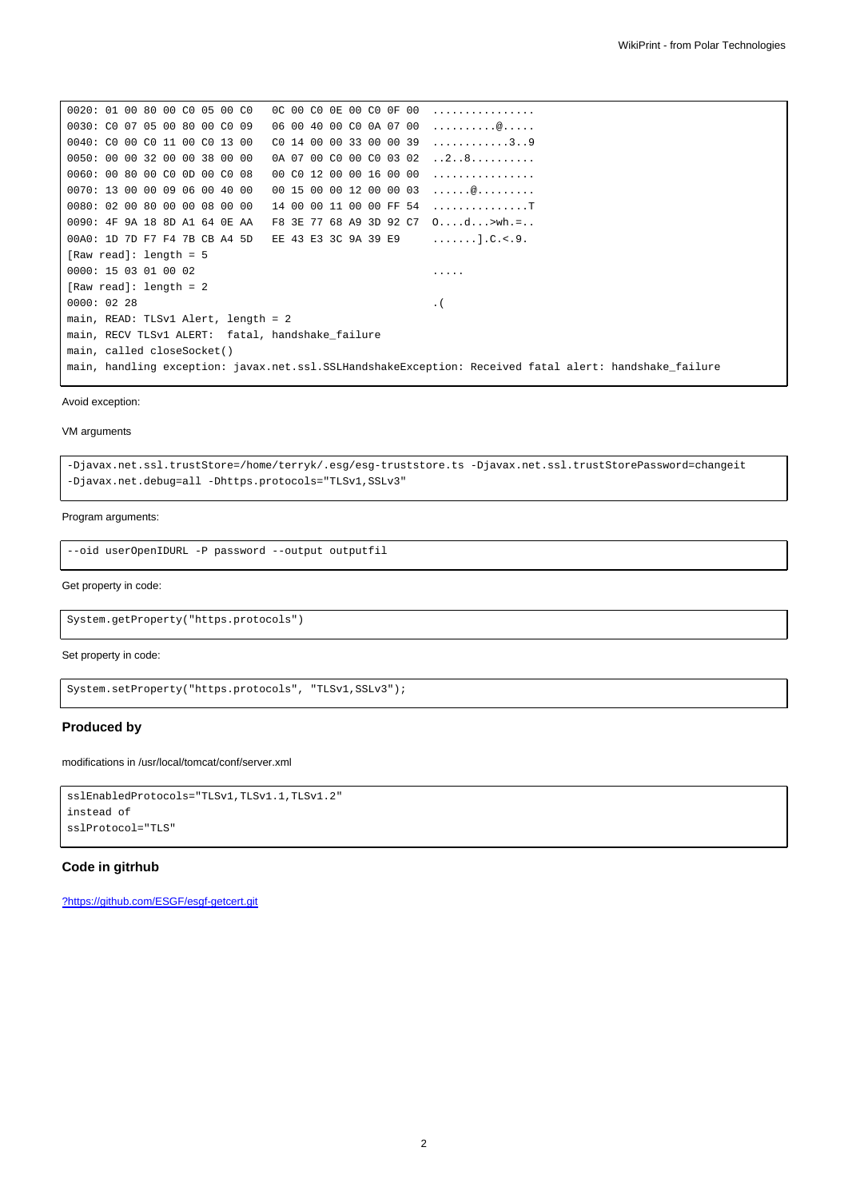```
0020: 01 00 80 00 C0 05 00 C0   0C 00 C0 0E 00 C0 0F 00  ................
0030: C0 07 05 00 80 00 C0 09   06 00 40 00 C0 0A 07 00  ..........@.....
0040: C0 00 C0 11 00 C0 13 00   C0 14 00 00 33 00 00 39  ............3..9
0050: 00 00 32 00 00 38 00 00   0A 07 00 C0 00 C0 03 02  ..2..8..........
0060: 00 80 00 C0 0D 00 C0 08   00 C0 12 00 00 16 00 00  ................
0070: 13 00 00 09 06 00 40 00   00 15 00 00 12 00 00 03  ......@.........
0080: 02 00 80 00 00 08 00 00   14 00 00 11 00 00 FF 54  ...............T
0090: 4F 9A 18 8D A1 64 0E AA   F8 3E 77 68 A9 3D 92 C7  O....d...>wh.=..
00A0: 1D 7D F7 F4 7B CB A4 5D   EE 43 E3 3C 9A 39 E9     .......].C.<.9.
[Raw read]: length = 5
0000: 15 03 01 00 02                                     .....
[Raw read]: length = 2
0000: 02 28                                              .(
main, READ: TLSv1 Alert, length = 2
main, RECV TLSv1 ALERT:  fatal, handshake_failure
main, called closeSocket()
main, handling exception: javax.net.ssl.SSLHandshakeException: Received fatal alert: handshake_failure
```

Avoid exception:

VM arguments

```
-Djavax.net.ssl.trustStore=/home/terryk/.esg/esg-truststore.ts -Djavax.net.ssl.trustStorePassword=changeit
-Djavax.net.debug=all -Dhttps.protocols="TLSv1,SSLv3"
```

Program arguments:

```
--oid userOpenIDURL -P password --output outputfil
```

Get property in code:

```
System.getProperty("https.protocols")
```

Set property in code:

```
System.setProperty("https.protocols", "TLSv1,SSLv3");
```

### Produced by

modifications in /usr/local/tomcat/conf/server.xml

```
sslEnabledProtocols="TLSv1,TLSv1.1,TLSv1.2"
instead of
sslProtocol="TLS"
```

### Code in gitrhub

?https://github.com/ESGF/esgf-getcert.git